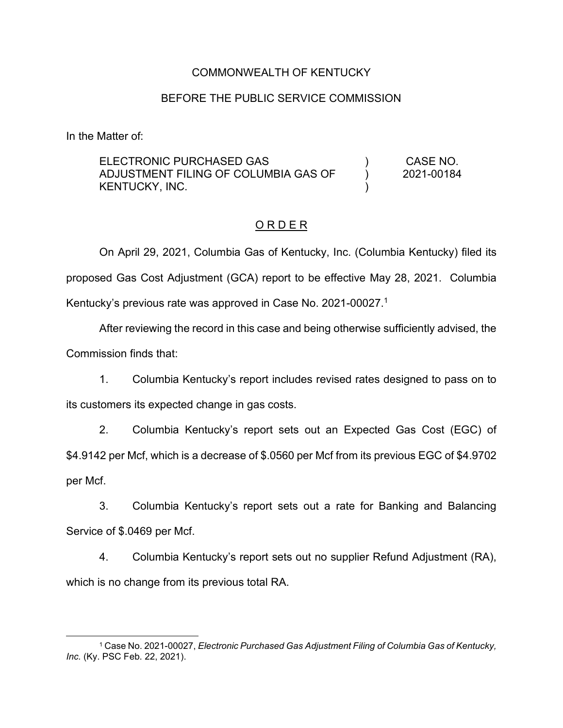COMMONWEALTH OF KENTUCKY

BEFORE THE PUBLIC SERVICE COMMISSION

In the Matter of:

| | | |
|---|---|---|
| ELECTRONIC PURCHASED GAS ADJUSTMENT FILING OF COLUMBIA GAS OF KENTUCKY, INC. | ) ) ) | CASE NO. 2021-00184 |

## O R D E R

On April 29, 2021, Columbia Gas of Kentucky, Inc. (Columbia Kentucky) filed its proposed Gas Cost Adjustment (GCA) report to be effective May 28, 2021. Columbia Kentucky's previous rate was approved in Case No. 2021-00027.[1]

After reviewing the record in this case and being otherwise sufficiently advised, the Commission finds that:

1. Columbia Kentucky's report includes revised rates designed to pass on to its customers its expected change in gas costs.

2. Columbia Kentucky's report sets out an Expected Gas Cost (EGC) of $4.9142 per Mcf, which is a decrease of $.0560 per Mcf from its previous EGC of $4.9702 per Mcf.

3. Columbia Kentucky's report sets out a rate for Banking and Balancing Service of $.0469 per Mcf.

4. Columbia Kentucky's report sets out no supplier Refund Adjustment (RA), which is no change from its previous total RA.

[1] Case No. 2021-00027, *Electronic Purchased Gas Adjustment Filing of Columbia Gas of Kentucky, Inc.* (Ky. PSC Feb. 22, 2021).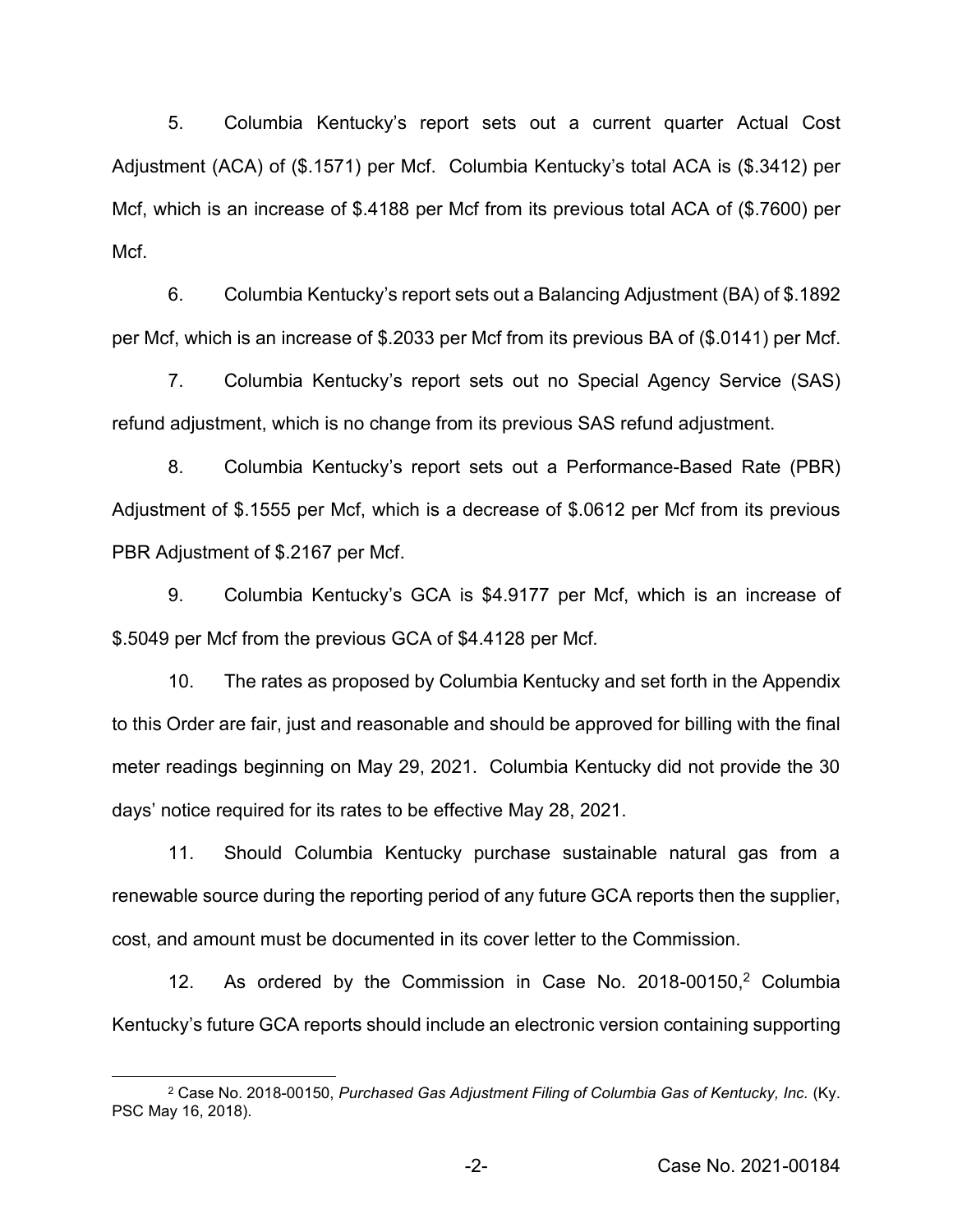5. Columbia Kentucky's report sets out a current quarter Actual Cost Adjustment (ACA) of (\$.1571) per Mcf. Columbia Kentucky's total ACA is (\$.3412) per Mcf, which is an increase of \$.4188 per Mcf from its previous total ACA of (\$.7600) per Mcf.

6. Columbia Kentucky's report sets out a Balancing Adjustment (BA) of \$.1892 per Mcf, which is an increase of \$.2033 per Mcf from its previous BA of (\$.0141) per Mcf.

7. Columbia Kentucky's report sets out no Special Agency Service (SAS) refund adjustment, which is no change from its previous SAS refund adjustment.

8. Columbia Kentucky's report sets out a Performance-Based Rate (PBR) Adjustment of \$.1555 per Mcf, which is a decrease of \$.0612 per Mcf from its previous PBR Adjustment of \$.2167 per Mcf.

9. Columbia Kentucky's GCA is \$4.9177 per Mcf, which is an increase of \$.5049 per Mcf from the previous GCA of \$4.4128 per Mcf.

10. The rates as proposed by Columbia Kentucky and set forth in the Appendix to this Order are fair, just and reasonable and should be approved for billing with the final meter readings beginning on May 29, 2021. Columbia Kentucky did not provide the 30 days' notice required for its rates to be effective May 28, 2021.

11. Should Columbia Kentucky purchase sustainable natural gas from a renewable source during the reporting period of any future GCA reports then the supplier, cost, and amount must be documented in its cover letter to the Commission.

12. As ordered by the Commission in Case No. 2018-00150,[2] Columbia Kentucky's future GCA reports should include an electronic version containing supporting

---

[2] Case No. 2018-00150, *Purchased Gas Adjustment Filing of Columbia Gas of Kentucky, Inc.* (Ky. PSC May 16, 2018).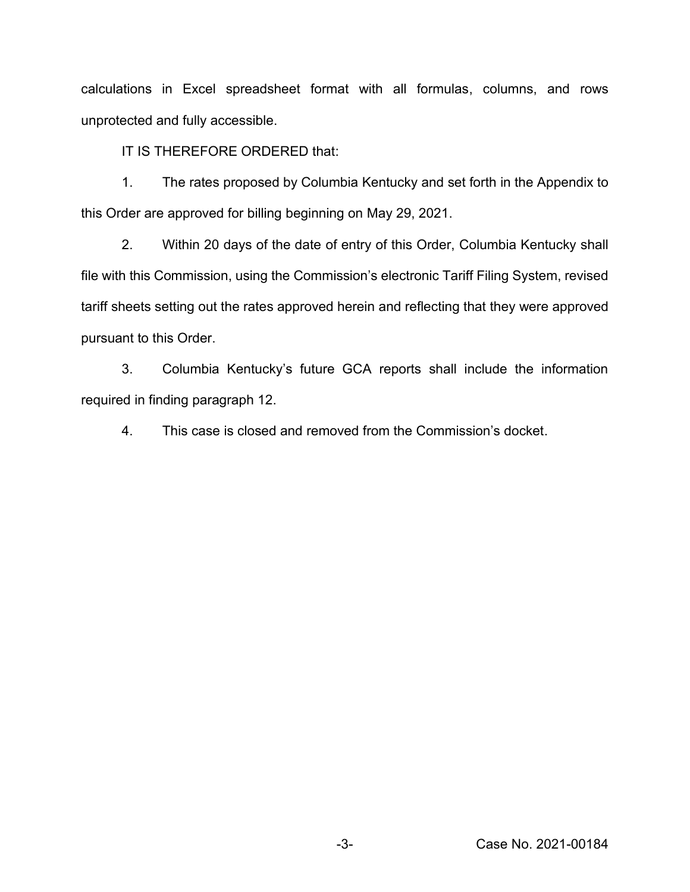calculations in Excel spreadsheet format with all formulas, columns, and rows unprotected and fully accessible.

IT IS THEREFORE ORDERED that:

1. The rates proposed by Columbia Kentucky and set forth in the Appendix to this Order are approved for billing beginning on May 29, 2021.

2. Within 20 days of the date of entry of this Order, Columbia Kentucky shall file with this Commission, using the Commission's electronic Tariff Filing System, revised tariff sheets setting out the rates approved herein and reflecting that they were approved pursuant to this Order.

3. Columbia Kentucky's future GCA reports shall include the information required in finding paragraph 12.

4. This case is closed and removed from the Commission's docket.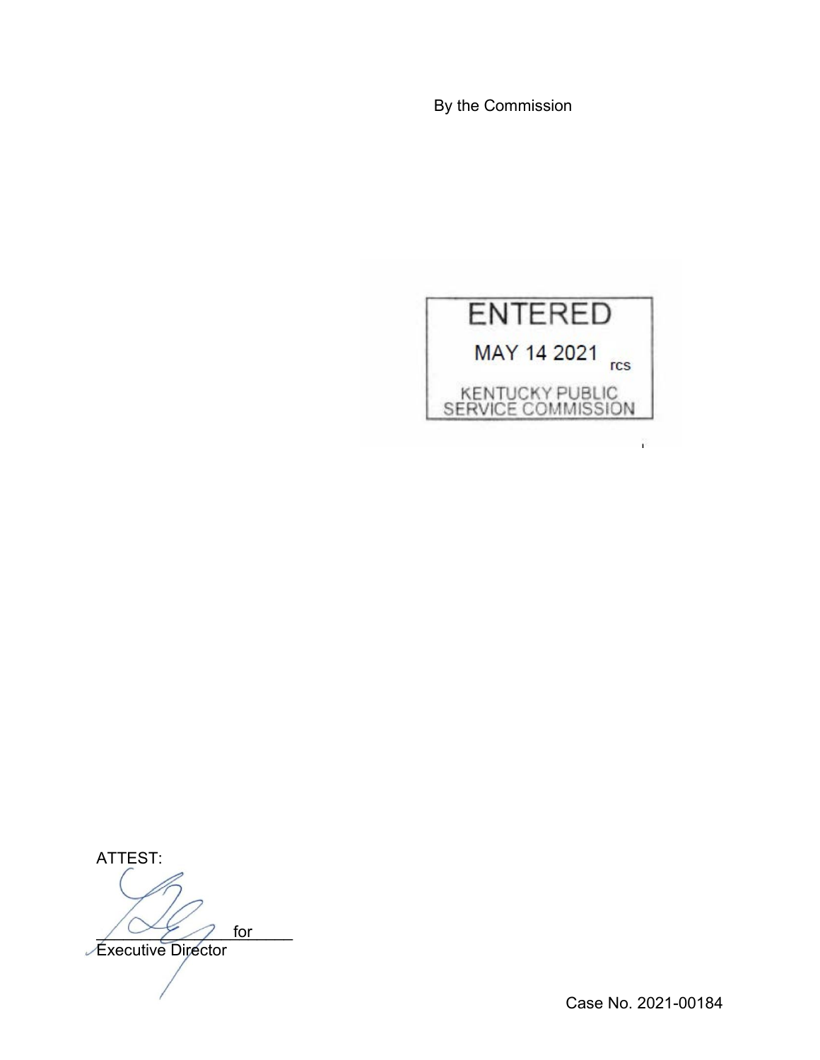By the Commission

ENTERED

MAY 14 2021 rcs

KENTUCKY PUBLIC SERVICE COMMISSION

ATTEST:

for

Executive Director

Case No. 2021-00184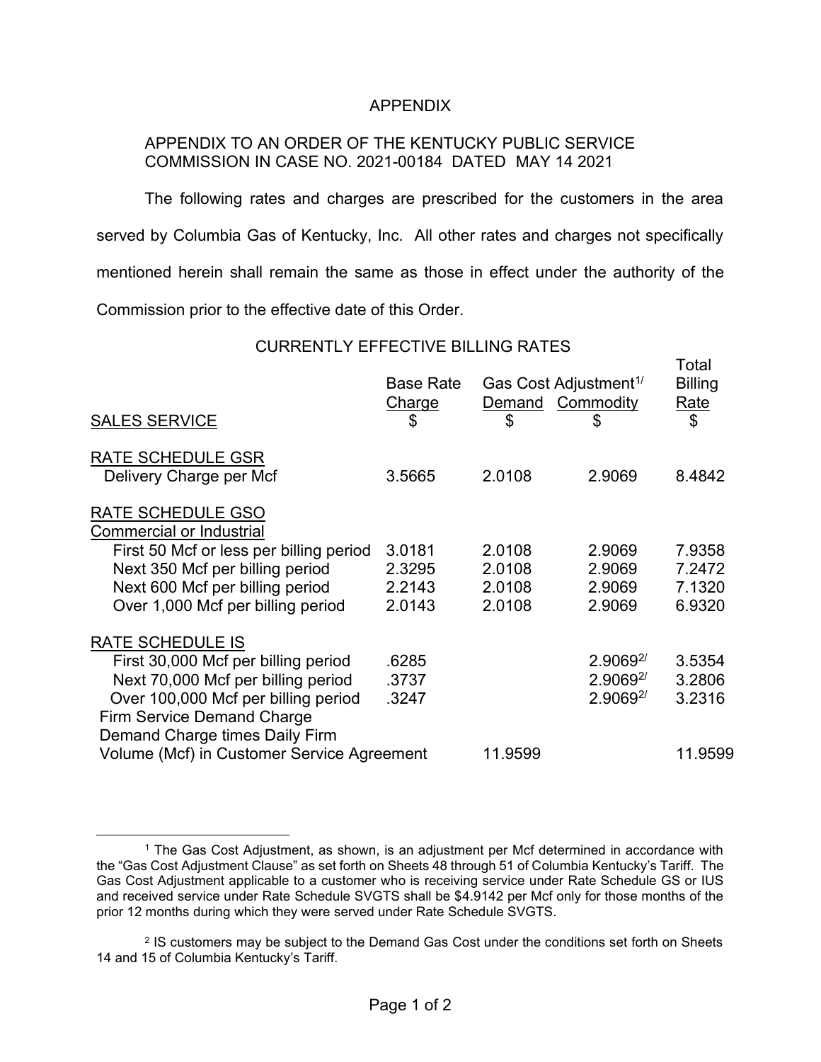APPENDIX

APPENDIX TO AN ORDER OF THE KENTUCKY PUBLIC SERVICE COMMISSION IN CASE NO. 2021-00184 DATED MAY 14 2021

The following rates and charges are prescribed for the customers in the area served by Columbia Gas of Kentucky, Inc. All other rates and charges not specifically mentioned herein shall remain the same as those in effect under the authority of the Commission prior to the effective date of this Order.

CURRENTLY EFFECTIVE BILLING RATES

| | Base Rate | Gas Cost Adjustment[1/] | | Total Billing |
|---|---|---|---|---|
| | Charge | Demand | Commodity | Rate |
| SALES SERVICE | $ | $ | $ | $ |
| RATE SCHEDULE GSR | | | | |
| Delivery Charge per Mcf | 3.5665 | 2.0108 | 2.9069 | 8.4842 |
| RATE SCHEDULE GSO | | | | |
| Commercial or Industrial | | | | |
| First 50 Mcf or less per billing period | 3.0181 | 2.0108 | 2.9069 | 7.9358 |
| Next 350 Mcf per billing period | 2.3295 | 2.0108 | 2.9069 | 7.2472 |
| Next 600 Mcf per billing period | 2.2143 | 2.0108 | 2.9069 | 7.1320 |
| Over 1,000 Mcf per billing period | 2.0143 | 2.0108 | 2.9069 | 6.9320 |
| RATE SCHEDULE IS | | | | |
| First 30,000 Mcf per billing period | .6285 | | 2.9069[2/] | 3.5354 |
| Next 70,000 Mcf per billing period | .3737 | | 2.9069[2/] | 3.2806 |
| Over 100,000 Mcf per billing period | .3247 | | 2.9069[2/] | 3.2316 |
| Firm Service Demand Charge | | | | |
| Demand Charge times Daily Firm Volume (Mcf) in Customer Service Agreement | | 11.9599 | | 11.9599 |

[1] The Gas Cost Adjustment, as shown, is an adjustment per Mcf determined in accordance with the "Gas Cost Adjustment Clause" as set forth on Sheets 48 through 51 of Columbia Kentucky's Tariff. The Gas Cost Adjustment applicable to a customer who is receiving service under Rate Schedule GS or IUS and received service under Rate Schedule SVGTS shall be $4.9142 per Mcf only for those months of the prior 12 months during which they were served under Rate Schedule SVGTS.

[2] IS customers may be subject to the Demand Gas Cost under the conditions set forth on Sheets 14 and 15 of Columbia Kentucky's Tariff.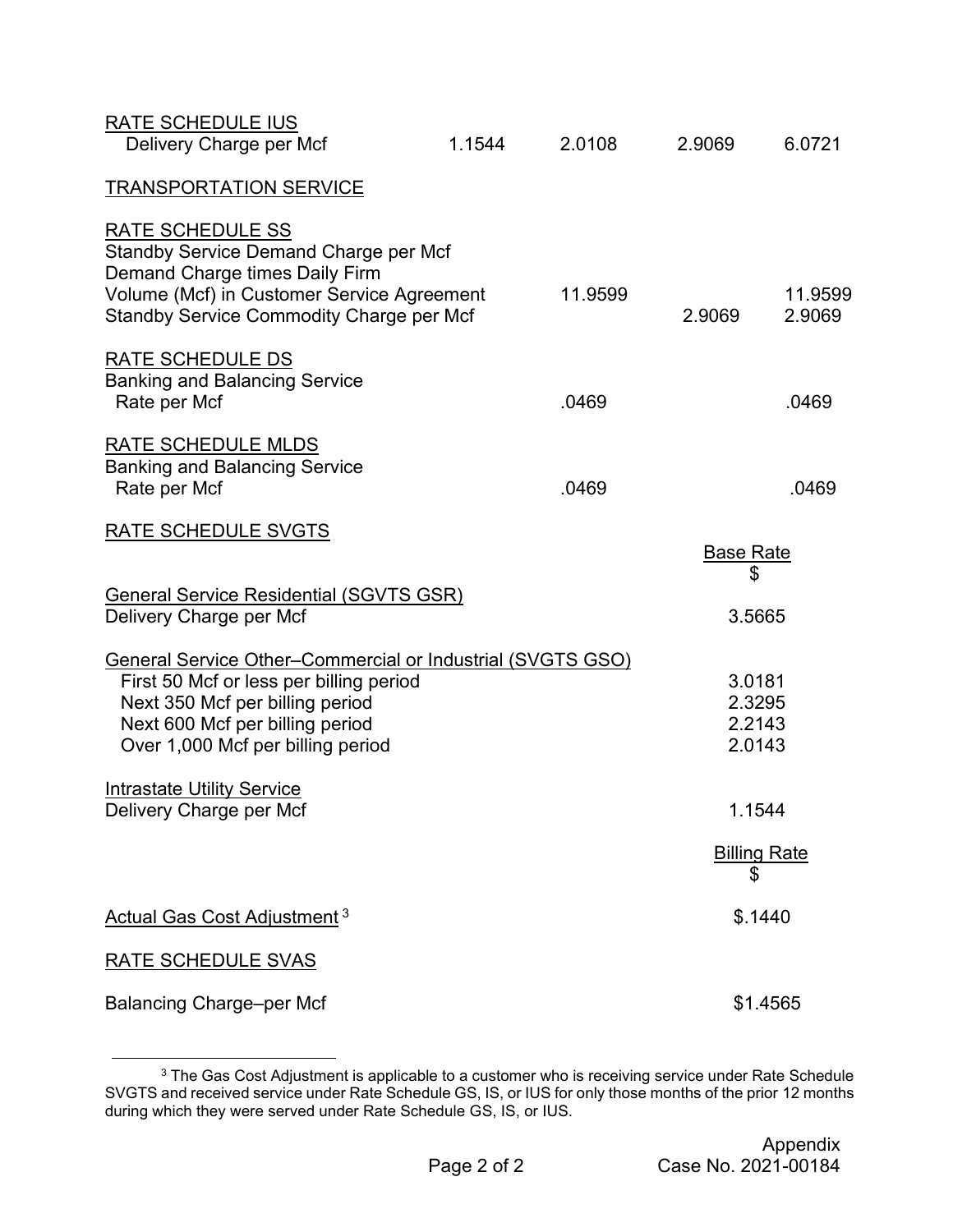| | | | | |
|---|---|---|---|---|
| RATE SCHEDULE IUS | | | | |
| Delivery Charge per Mcf | 1.1544 | 2.0108 | 2.9069 | 6.0721 |

TRANSPORTATION SERVICE

| | | | | |
|---|---|---|---|---|
| RATE SCHEDULE SS | | | | |
| Standby Service Demand Charge per Mcf | | | | |
| Demand Charge times Daily Firm | | | | |
| Volume (Mcf) in Customer Service Agreement | | 11.9599 | | 11.9599 |
| Standby Service Commodity Charge per Mcf | | | 2.9069 | 2.9069 |
| RATE SCHEDULE DS | | | | |
| Banking and Balancing Service | | | | |
| Rate per Mcf | | .0469 | | .0469 |
| RATE SCHEDULE MLDS | | | | |
| Banking and Balancing Service | | | | |
| Rate per Mcf | | .0469 | | .0469 |

RATE SCHEDULE SVGTS

| | Base Rate $ |
|---|---|
| General Service Residential (SGVTS GSR) | |
| Delivery Charge per Mcf | 3.5665 |
| General Service Other–Commercial or Industrial (SVGTS GSO) | |
| First 50 Mcf or less per billing period | 3.0181 |
| Next 350 Mcf per billing period | 2.3295 |
| Next 600 Mcf per billing period | 2.2143 |
| Over 1,000 Mcf per billing period | 2.0143 |
| Intrastate Utility Service | |
| Delivery Charge per Mcf | 1.1544 |

| | Billing Rate $ |
|---|---|
| Actual Gas Cost Adjustment [3] | $.1440 |

RATE SCHEDULE SVAS

| | |
|---|---|
| Balancing Charge–per Mcf | $1.4565 |

[3] The Gas Cost Adjustment is applicable to a customer who is receiving service under Rate Schedule SVGTS and received service under Rate Schedule GS, IS, or IUS for only those months of the prior 12 months during which they were served under Rate Schedule GS, IS, or IUS.

Appendix
Case No. 2021-00184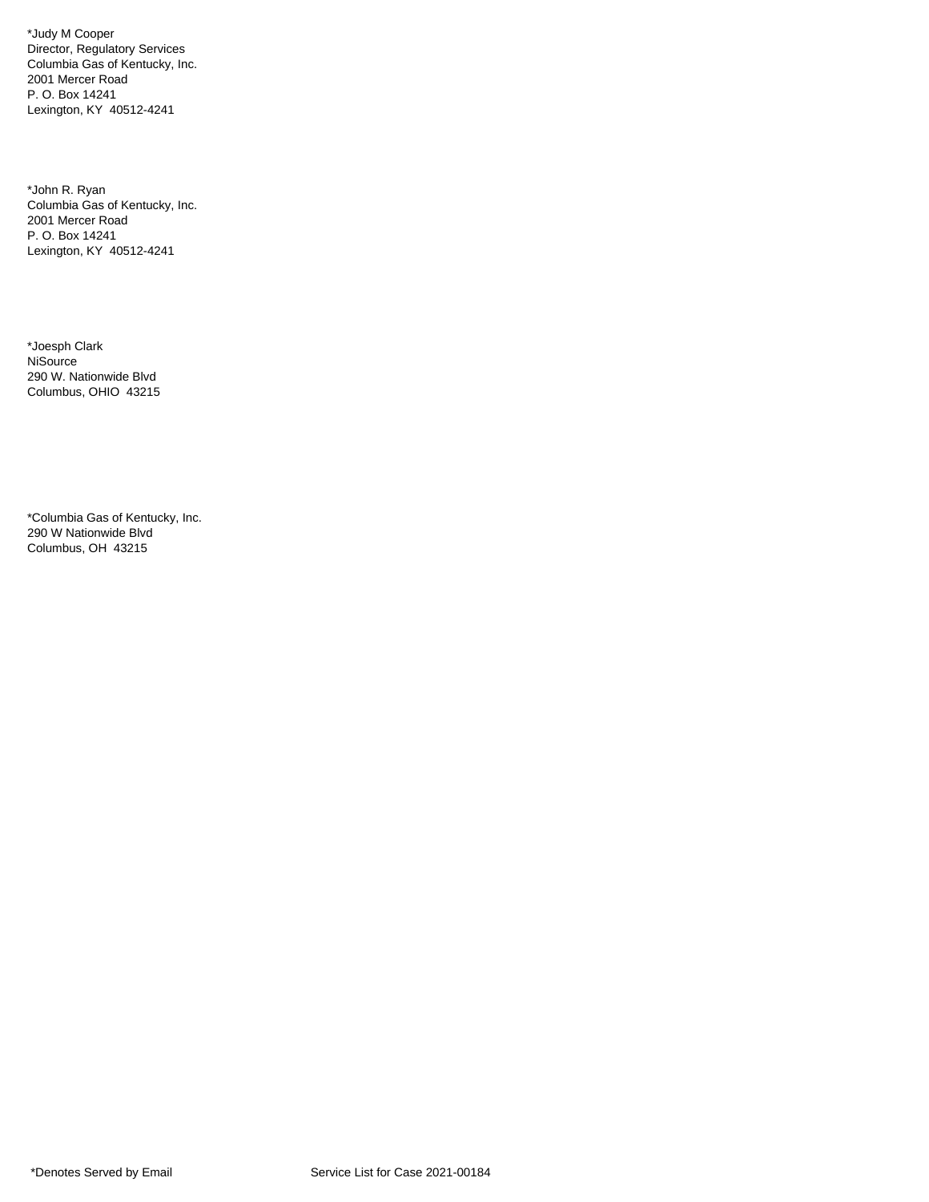*Judy M Cooper
Director, Regulatory Services
Columbia Gas of Kentucky, Inc.
2001 Mercer Road
P. O. Box 14241
Lexington, KY  40512-4241

*John R. Ryan
Columbia Gas of Kentucky, Inc.
2001 Mercer Road
P. O. Box 14241
Lexington, KY  40512-4241

*Joesph Clark
NiSource
290 W. Nationwide Blvd
Columbus, OHIO  43215

*Columbia Gas of Kentucky, Inc.
290 W Nationwide Blvd
Columbus, OH  43215

*Denotes Served by Email

Service List for Case 2021-00184